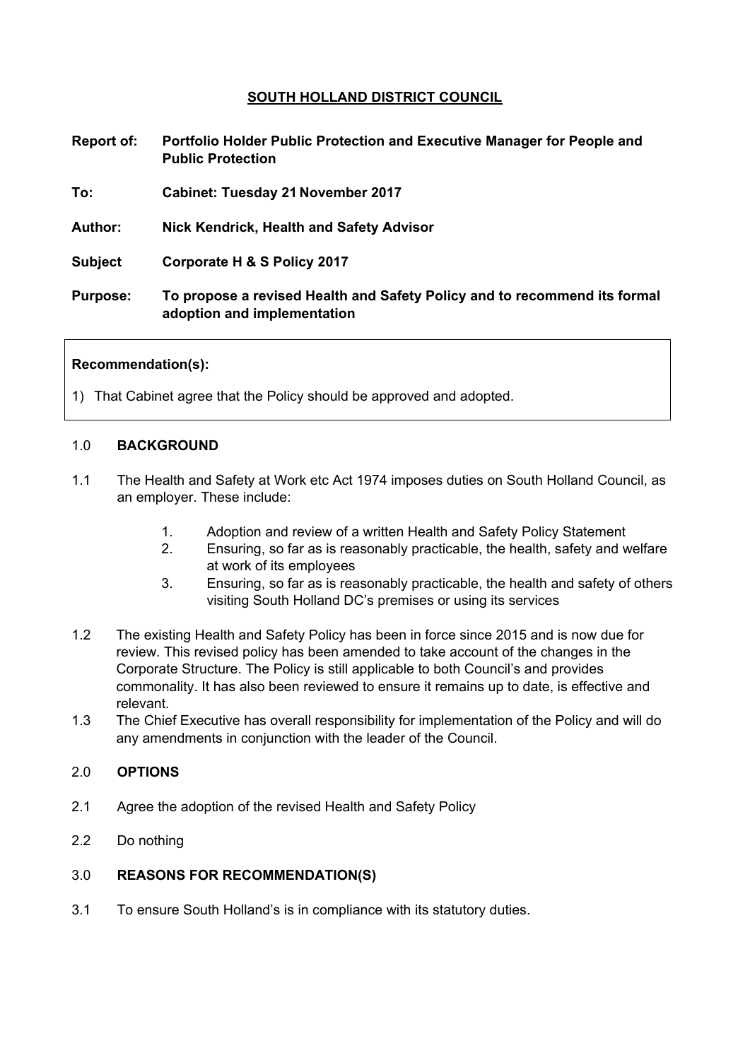# SOUTH HOLLAND DISTRICT COUNCIL

**Report of:** **Portfolio Holder Public Protection and Executive Manager for People and Public Protection**

**To:** **Cabinet: Tuesday 21 November 2017**

**Author:** **Nick Kendrick, Health and Safety Advisor**

**Subject** **Corporate H & S Policy 2017**

**Purpose:** **To propose a revised Health and Safety Policy and to recommend its formal adoption and implementation**

---

**Recommendation(s):**

1) That Cabinet agree that the Policy should be approved and adopted.

---

## 1.0 BACKGROUND

1.1 The Health and Safety at Work etc Act 1974 imposes duties on South Holland Council, as an employer. These include:

1. Adoption and review of a written Health and Safety Policy Statement
2. Ensuring, so far as is reasonably practicable, the health, safety and welfare at work of its employees
3. Ensuring, so far as is reasonably practicable, the health and safety of others visiting South Holland DC's premises or using its services

1.2 The existing Health and Safety Policy has been in force since 2015 and is now due for review. This revised policy has been amended to take account of the changes in the Corporate Structure. The Policy is still applicable to both Council's and provides commonality. It has also been reviewed to ensure it remains up to date, is effective and relevant.

1.3 The Chief Executive has overall responsibility for implementation of the Policy and will do any amendments in conjunction with the leader of the Council.

## 2.0 OPTIONS

2.1 Agree the adoption of the revised Health and Safety Policy

2.2 Do nothing

## 3.0 REASONS FOR RECOMMENDATION(S)

3.1 To ensure South Holland's is in compliance with its statutory duties.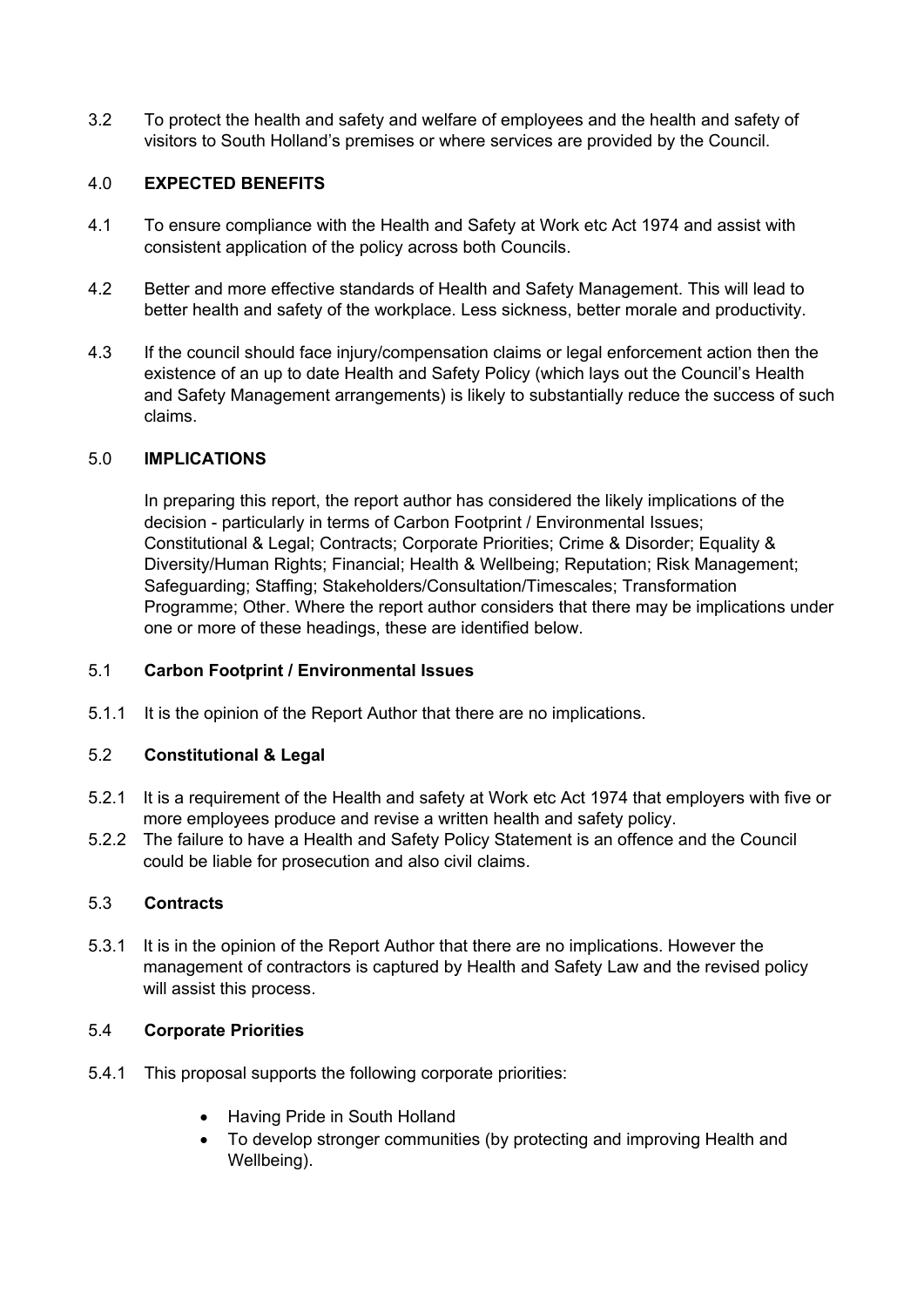3.2 To protect the health and safety and welfare of employees and the health and safety of visitors to South Holland's premises or where services are provided by the Council.

## 4.0 EXPECTED BENEFITS

4.1 To ensure compliance with the Health and Safety at Work etc Act 1974 and assist with consistent application of the policy across both Councils.

4.2 Better and more effective standards of Health and Safety Management. This will lead to better health and safety of the workplace. Less sickness, better morale and productivity.

4.3 If the council should face injury/compensation claims or legal enforcement action then the existence of an up to date Health and Safety Policy (which lays out the Council's Health and Safety Management arrangements) is likely to substantially reduce the success of such claims.

## 5.0 IMPLICATIONS

In preparing this report, the report author has considered the likely implications of the decision - particularly in terms of Carbon Footprint / Environmental Issues; Constitutional & Legal; Contracts; Corporate Priorities; Crime & Disorder; Equality & Diversity/Human Rights; Financial; Health & Wellbeing; Reputation; Risk Management; Safeguarding; Staffing; Stakeholders/Consultation/Timescales; Transformation Programme; Other. Where the report author considers that there may be implications under one or more of these headings, these are identified below.

### 5.1 Carbon Footprint / Environmental Issues

5.1.1 It is the opinion of the Report Author that there are no implications.

### 5.2 Constitutional & Legal

5.2.1 It is a requirement of the Health and safety at Work etc Act 1974 that employers with five or more employees produce and revise a written health and safety policy.

5.2.2 The failure to have a Health and Safety Policy Statement is an offence and the Council could be liable for prosecution and also civil claims.

### 5.3 Contracts

5.3.1 It is in the opinion of the Report Author that there are no implications. However the management of contractors is captured by Health and Safety Law and the revised policy will assist this process.

### 5.4 Corporate Priorities

5.4.1 This proposal supports the following corporate priorities:

- Having Pride in South Holland
- To develop stronger communities (by protecting and improving Health and Wellbeing).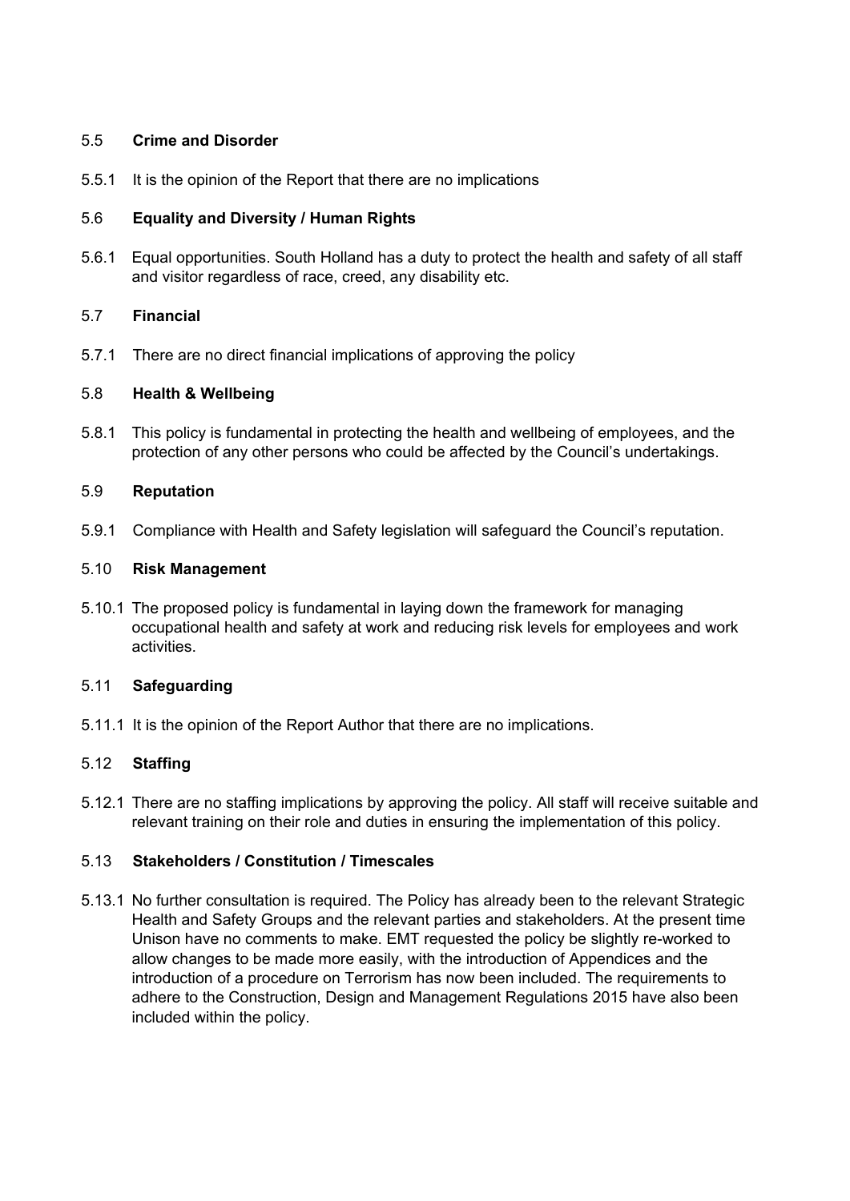### 5.5 **Crime and Disorder**

5.5.1 It is the opinion of the Report that there are no implications

### 5.6 **Equality and Diversity / Human Rights**

5.6.1 Equal opportunities. South Holland has a duty to protect the health and safety of all staff and visitor regardless of race, creed, any disability etc.

### 5.7 **Financial**

5.7.1 There are no direct financial implications of approving the policy

### 5.8 **Health & Wellbeing**

5.8.1 This policy is fundamental in protecting the health and wellbeing of employees, and the protection of any other persons who could be affected by the Council's undertakings.

### 5.9 **Reputation**

5.9.1 Compliance with Health and Safety legislation will safeguard the Council's reputation.

### 5.10 **Risk Management**

5.10.1 The proposed policy is fundamental in laying down the framework for managing occupational health and safety at work and reducing risk levels for employees and work activities.

### 5.11 **Safeguarding**

5.11.1 It is the opinion of the Report Author that there are no implications.

### 5.12 **Staffing**

5.12.1 There are no staffing implications by approving the policy. All staff will receive suitable and relevant training on their role and duties in ensuring the implementation of this policy.

### 5.13 **Stakeholders / Constitution / Timescales**

5.13.1 No further consultation is required. The Policy has already been to the relevant Strategic Health and Safety Groups and the relevant parties and stakeholders. At the present time Unison have no comments to make. EMT requested the policy be slightly re-worked to allow changes to be made more easily, with the introduction of Appendices and the introduction of a procedure on Terrorism has now been included. The requirements to adhere to the Construction, Design and Management Regulations 2015 have also been included within the policy.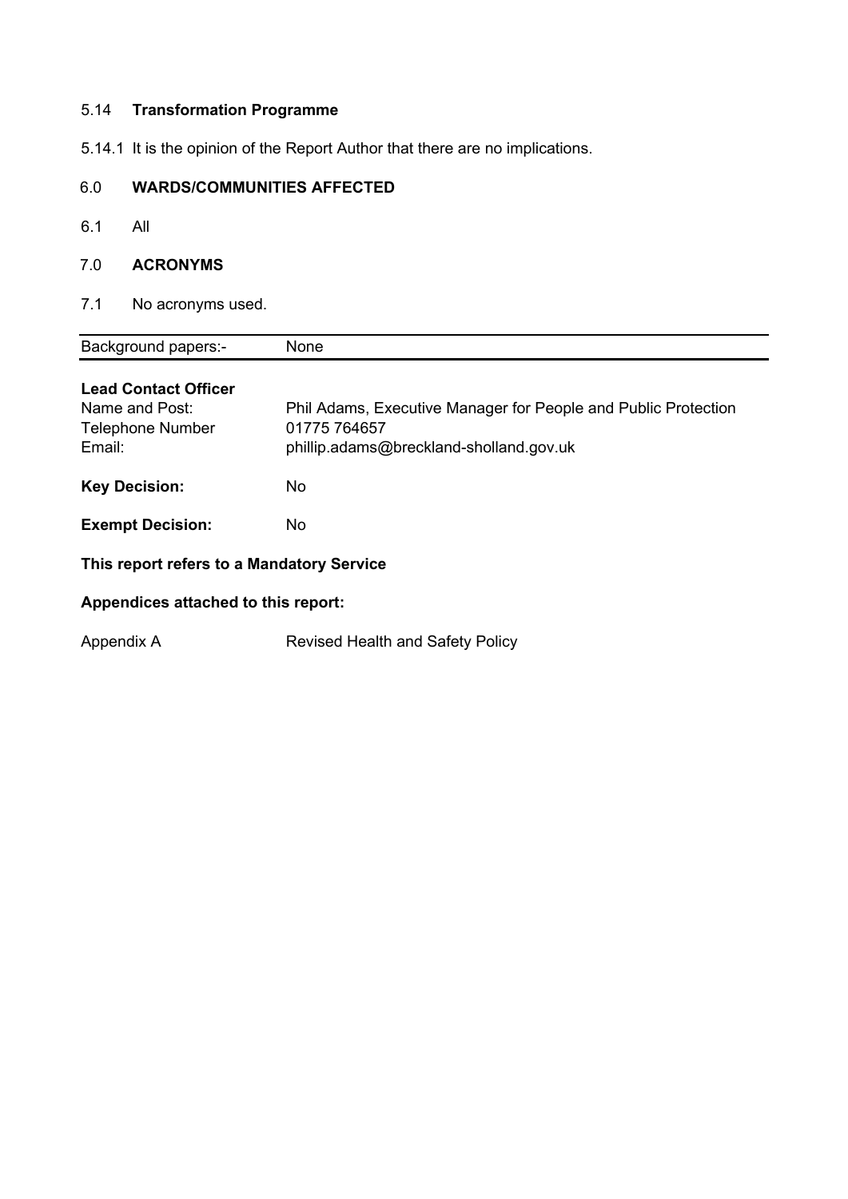## 5.14 Transformation Programme

5.14.1 It is the opinion of the Report Author that there are no implications.

## 6.0 WARDS/COMMUNITIES AFFECTED

6.1 All

## 7.0 ACRONYMS

7.1 No acronyms used.

| Background papers:- | None |
|---|---|

**Lead Contact Officer**

| | |
|---|---|
| Name and Post: | Phil Adams, Executive Manager for People and Public Protection |
| Telephone Number | 01775 764657 |
| Email: | phillip.adams@breckland-sholland.gov.uk |

**Key Decision:** No

**Exempt Decision:** No

**This report refers to a Mandatory Service**

**Appendices attached to this report:**

| | |
|---|---|
| Appendix A | Revised Health and Safety Policy |